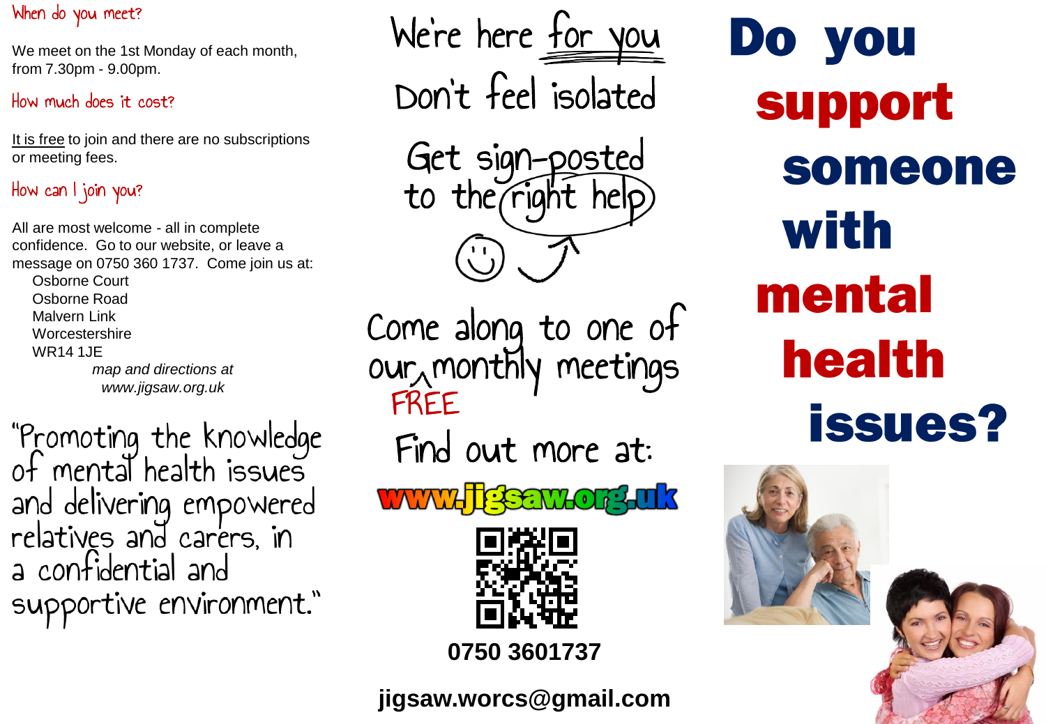### When do you meet?

We meet on the 1st Monday of each month, from 7.30pm - 9.00pm.

### How much does it cost?

It is free to join and there are no subscriptions or meeting fees.

### How can I join you?

All are most welcome - all in complete confidence. Go to our website, or leave a message on 0750 360 1737. Come join us at:

Osborne Court
Osborne Road
Malvern Link
Worcestershire
WR14 1JE

*map and directions at www.jigsaw.org.uk*

"Promoting the knowledge of mental health issues and delivering empowered relatives and carers, in a confidential and supportive environment."

## We're here for you

Don't feel isolated

Get sign-posted to the right help

Come along to one of our FREE monthly meetings

Find out more at:

**www.jigsaw.org.uk**

**0750 3601737**

**jigsaw.worcs@gmail.com**

# Do you support someone with mental health issues?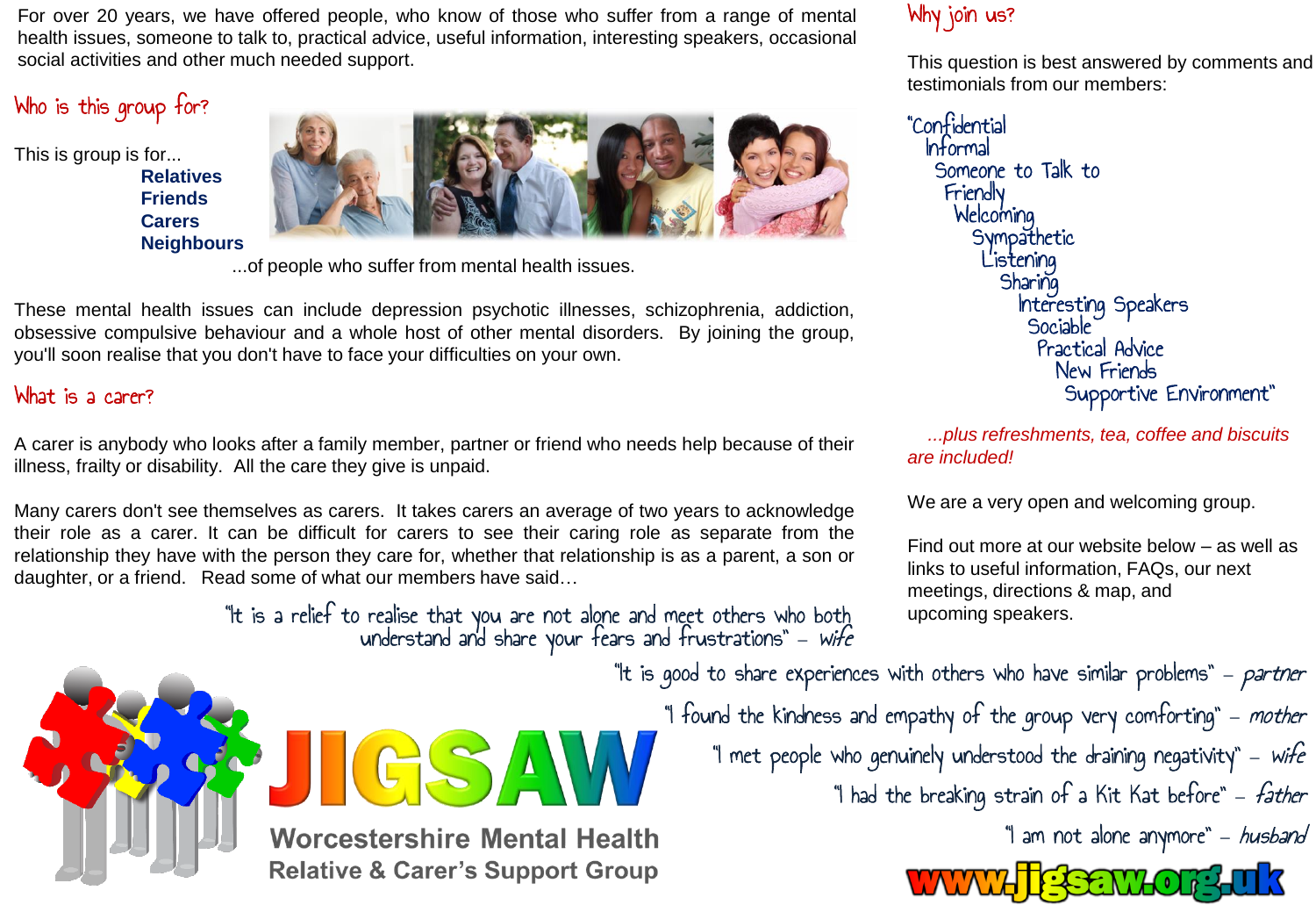For over 20 years, we have offered people, who know of those who suffer from a range of mental health issues, someone to talk to, practical advice, useful information, interesting speakers, occasional social activities and other much needed support.

## Who is this group for?

This is group is for...

**Relatives**
**Friends**
**Carers**
**Neighbours**

...of people who suffer from mental health issues.

These mental health issues can include depression psychotic illnesses, schizophrenia, addiction, obsessive compulsive behaviour and a whole host of other mental disorders. By joining the group, you'll soon realise that you don't have to face your difficulties on your own.

## What is a carer?

A carer is anybody who looks after a family member, partner or friend who needs help because of their illness, frailty or disability. All the care they give is unpaid.

Many carers don't see themselves as carers. It takes carers an average of two years to acknowledge their role as a carer. It can be difficult for carers to see their caring role as separate from the relationship they have with the person they care for, whether that relationship is as a parent, a son or daughter, or a friend. Read some of what our members have said…

"It is a relief to realise that you are not alone and meet others who both understand and share your fears and frustrations" – *wife*

"It is good to share experiences with others who have similar problems" – *partner*

"I found the kindness and empathy of the group very comforting" – *mother*

"I met people who genuinely understood the draining negativity" – *wife*

"I had the breaking strain of a Kit Kat before" – *father*

"I am not alone anymore" – *husband*

## Why join us?

This question is best answered by comments and testimonials from our members:

"Confidential
Informal
Someone to Talk to
Friendly
Welcoming
Sympathetic
Listening
Sharing
Interesting Speakers
Sociable
Practical Advice
New Friends
Supportive Environment"

*...plus refreshments, tea, coffee and biscuits are included!*

We are a very open and welcoming group.

Find out more at our website below – as well as links to useful information, FAQs, our next meetings, directions & map, and upcoming speakers.

# JIGSAW

**Worcestershire Mental Health Relative & Carer's Support Group**

**www.jigsaw.org.uk**